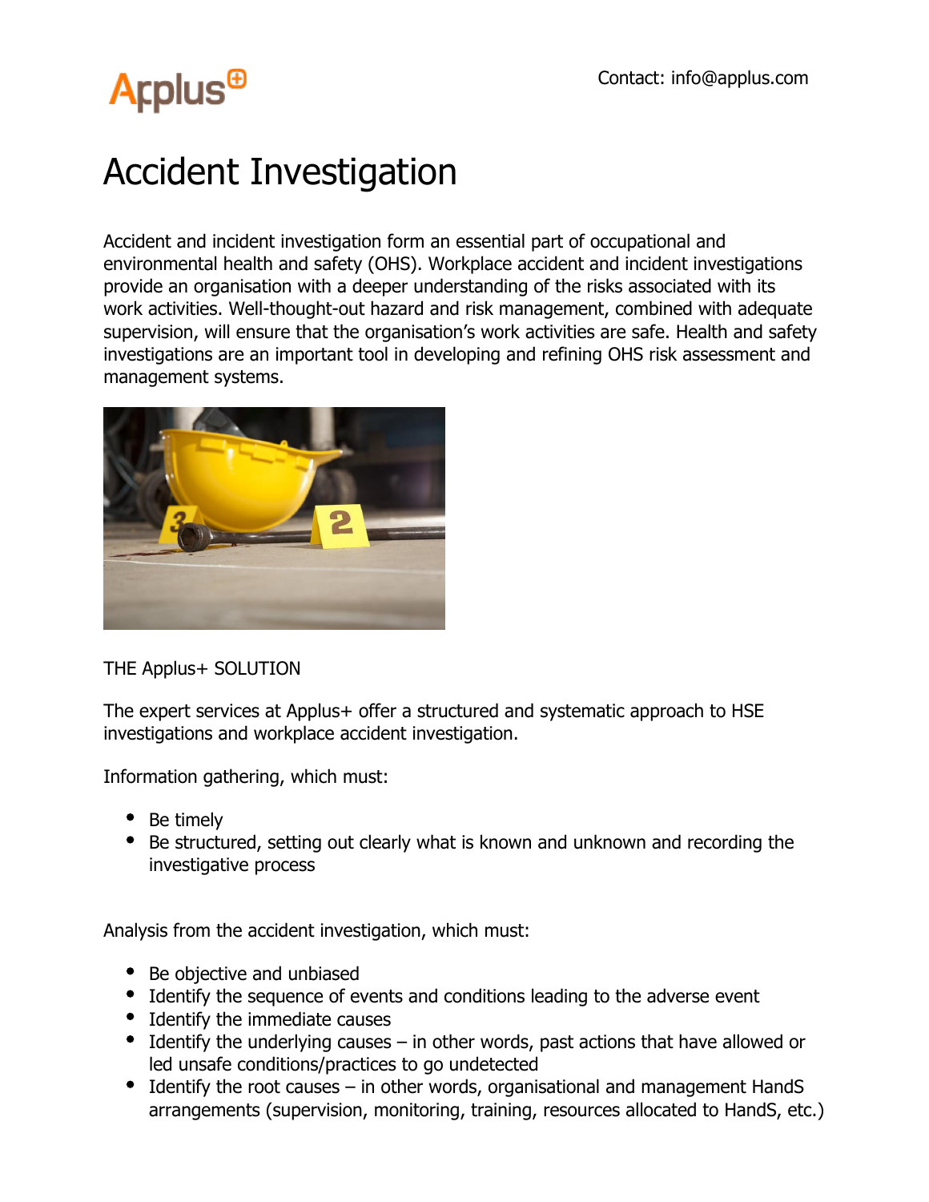Applus+

Contact: info@applus.com

# Accident Investigation

Accident and incident investigation form an essential part of occupational and environmental health and safety (OHS). Workplace accident and incident investigations provide an organisation with a deeper understanding of the risks associated with its work activities. Well-thought-out hazard and risk management, combined with adequate supervision, will ensure that the organisation's work activities are safe. Health and safety investigations are an important tool in developing and refining OHS risk assessment and management systems.

THE Applus+ SOLUTION

The expert services at Applus+ offer a structured and systematic approach to HSE investigations and workplace accident investigation.

Information gathering, which must:

- Be timely
- Be structured, setting out clearly what is known and unknown and recording the investigative process

Analysis from the accident investigation, which must:

- Be objective and unbiased
- Identify the sequence of events and conditions leading to the adverse event
- Identify the immediate causes
- Identify the underlying causes – in other words, past actions that have allowed or led unsafe conditions/practices to go undetected
- Identify the root causes – in other words, organisational and management HandS arrangements (supervision, monitoring, training, resources allocated to HandS, etc.)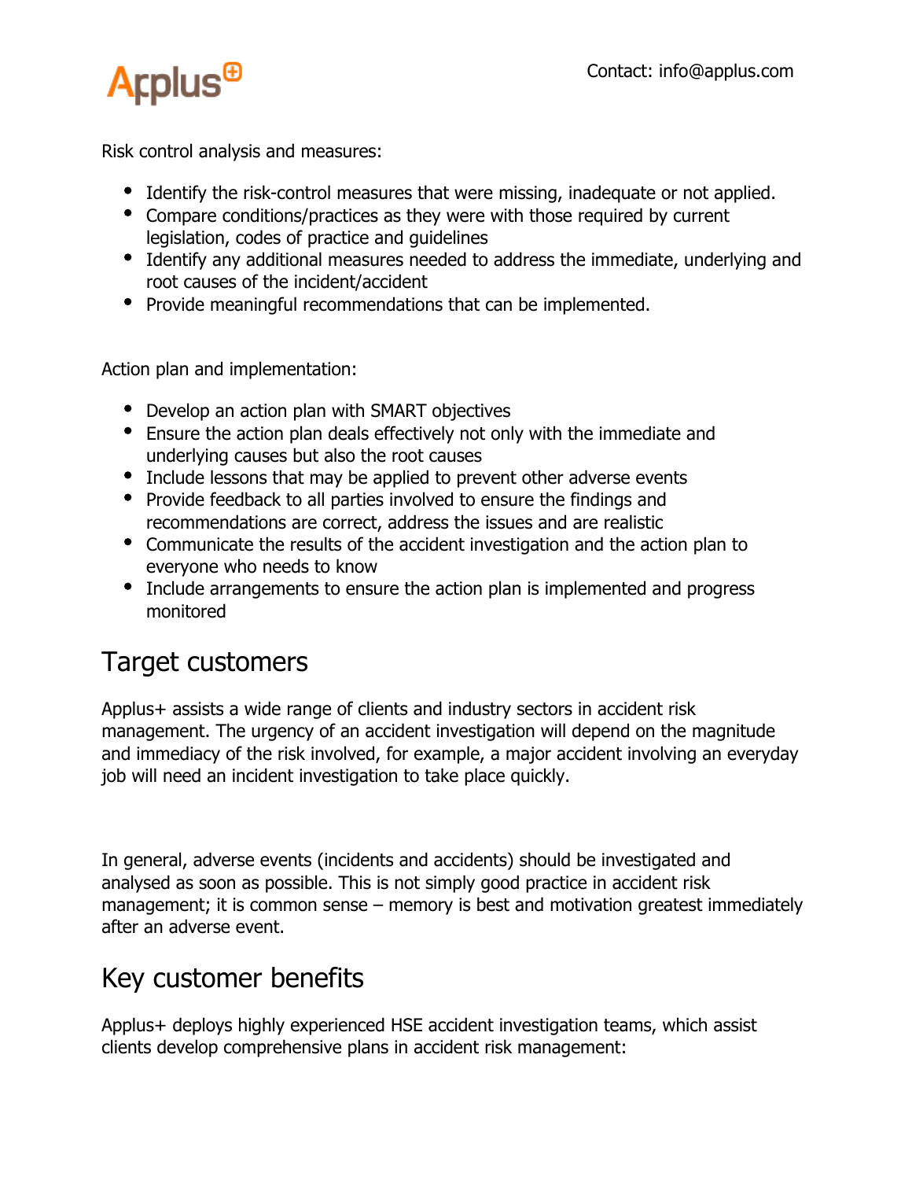Risk control analysis and measures:

- Identify the risk-control measures that were missing, inadequate or not applied.
- Compare conditions/practices as they were with those required by current legislation, codes of practice and guidelines
- Identify any additional measures needed to address the immediate, underlying and root causes of the incident/accident
- Provide meaningful recommendations that can be implemented.

Action plan and implementation:

- Develop an action plan with SMART objectives
- Ensure the action plan deals effectively not only with the immediate and underlying causes but also the root causes
- Include lessons that may be applied to prevent other adverse events
- Provide feedback to all parties involved to ensure the findings and recommendations are correct, address the issues and are realistic
- Communicate the results of the accident investigation and the action plan to everyone who needs to know
- Include arrangements to ensure the action plan is implemented and progress monitored

## Target customers

Applus+ assists a wide range of clients and industry sectors in accident risk management. The urgency of an accident investigation will depend on the magnitude and immediacy of the risk involved, for example, a major accident involving an everyday job will need an incident investigation to take place quickly.

In general, adverse events (incidents and accidents) should be investigated and analysed as soon as possible. This is not simply good practice in accident risk management; it is common sense – memory is best and motivation greatest immediately after an adverse event.

## Key customer benefits

Applus+ deploys highly experienced HSE accident investigation teams, which assist clients develop comprehensive plans in accident risk management: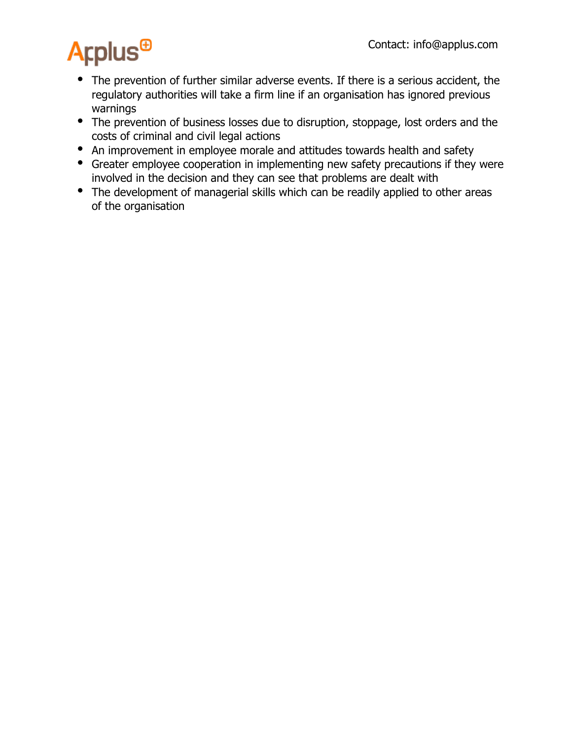- The prevention of further similar adverse events. If there is a serious accident, the regulatory authorities will take a firm line if an organisation has ignored previous warnings
- The prevention of business losses due to disruption, stoppage, lost orders and the costs of criminal and civil legal actions
- An improvement in employee morale and attitudes towards health and safety
- Greater employee cooperation in implementing new safety precautions if they were involved in the decision and they can see that problems are dealt with
- The development of managerial skills which can be readily applied to other areas of the organisation